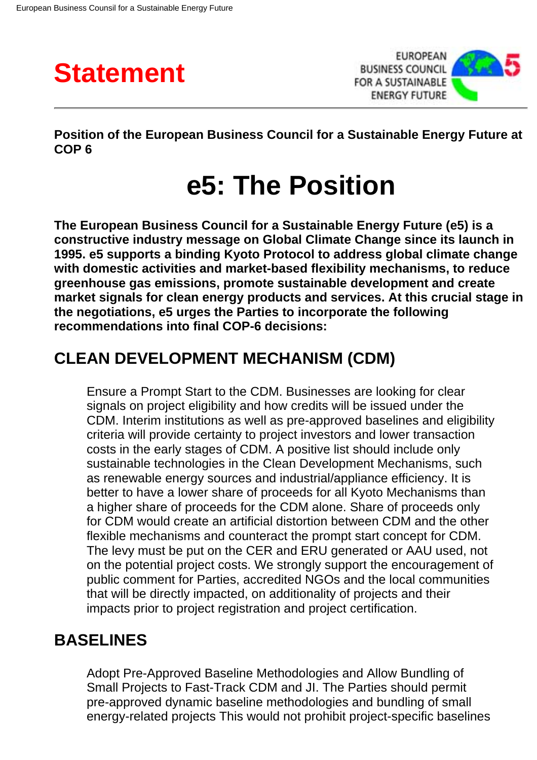# Statement

**Position of the European Business Council for a Sustainable Energy Future at COP 6**

# e5: The Position

**The European Business Council for a Sustainable Energy Future (e5) is a constructive industry message on Global Climate Change since its launch in 1995. e5 supports a binding Kyoto Protocol to address global climate change with domestic activities and market-based flexibility mechanisms, to reduce greenhouse gas emissions, promote sustainable development and create market signals for clean energy products and services. At this crucial stage in the negotiations, e5 urges the Parties to incorporate the following recommendations into final COP-6 decisions:**

## CLEAN DEVELOPMENT MECHANISM (CDM)

Ensure a Prompt Start to the CDM. Businesses are looking for clear signals on project eligibility and how credits will be issued under the CDM. Interim institutions as well as pre-approved baselines and eligibility criteria will provide certainty to project investors and lower transaction costs in the early stages of CDM. A positive list should include only sustainable technologies in the Clean Development Mechanisms, such as renewable energy sources and industrial/appliance efficiency. It is better to have a lower share of proceeds for all Kyoto Mechanisms than a higher share of proceeds for the CDM alone. Share of proceeds only for CDM would create an artificial distortion between CDM and the other flexible mechanisms and counteract the prompt start concept for CDM. The levy must be put on the CER and ERU generated or AAU used, not on the potential project costs. We strongly support the encouragement of public comment for Parties, accredited NGOs and the local communities that will be directly impacted, on additionality of projects and their impacts prior to project registration and project certification.

## BASELINES

Adopt Pre-Approved Baseline Methodologies and Allow Bundling of Small Projects to Fast-Track CDM and JI. The Parties should permit pre-approved dynamic baseline methodologies and bundling of small energy-related projects This would not prohibit project-specific baselines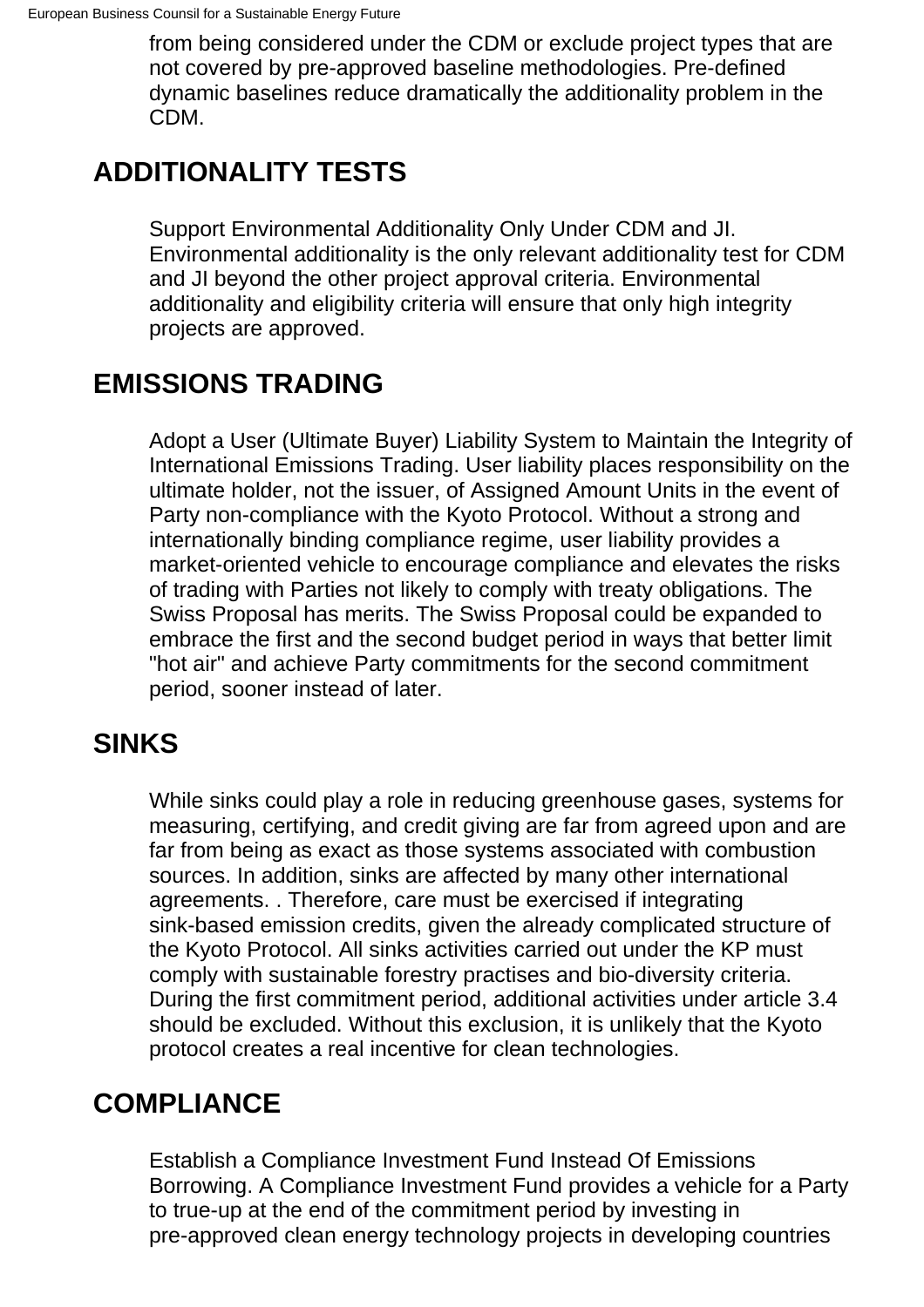from being considered under the CDM or exclude project types that are not covered by pre-approved baseline methodologies. Pre-defined dynamic baselines reduce dramatically the additionality problem in the CDM.

## ADDITIONALITY TESTS

Support Environmental Additionality Only Under CDM and JI. Environmental additionality is the only relevant additionality test for CDM and JI beyond the other project approval criteria. Environmental additionality and eligibility criteria will ensure that only high integrity projects are approved.

## EMISSIONS TRADING

Adopt a User (Ultimate Buyer) Liability System to Maintain the Integrity of International Emissions Trading. User liability places responsibility on the ultimate holder, not the issuer, of Assigned Amount Units in the event of Party non-compliance with the Kyoto Protocol. Without a strong and internationally binding compliance regime, user liability provides a market-oriented vehicle to encourage compliance and elevates the risks of trading with Parties not likely to comply with treaty obligations. The Swiss Proposal has merits. The Swiss Proposal could be expanded to embrace the first and the second budget period in ways that better limit "hot air" and achieve Party commitments for the second commitment period, sooner instead of later.

## SINKS

While sinks could play a role in reducing greenhouse gases, systems for measuring, certifying, and credit giving are far from agreed upon and are far from being as exact as those systems associated with combustion sources. In addition, sinks are affected by many other international agreements. . Therefore, care must be exercised if integrating sink-based emission credits, given the already complicated structure of the Kyoto Protocol. All sinks activities carried out under the KP must comply with sustainable forestry practises and bio-diversity criteria. During the first commitment period, additional activities under article 3.4 should be excluded. Without this exclusion, it is unlikely that the Kyoto protocol creates a real incentive for clean technologies.

## COMPLIANCE

Establish a Compliance Investment Fund Instead Of Emissions Borrowing. A Compliance Investment Fund provides a vehicle for a Party to true-up at the end of the commitment period by investing in pre-approved clean energy technology projects in developing countries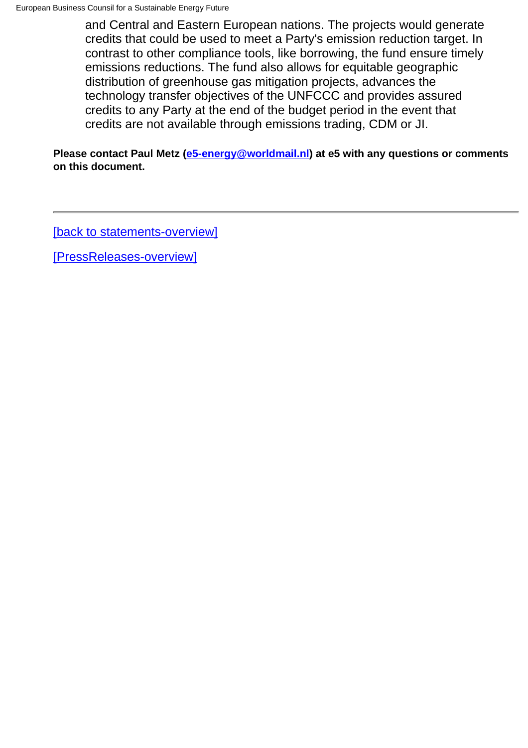and Central and Eastern European nations. The projects would generate credits that could be used to meet a Party's emission reduction target. In contrast to other compliance tools, like borrowing, the fund ensure timely emissions reductions. The fund also allows for equitable geographic distribution of greenhouse gas mitigation projects, advances the technology transfer objectives of the UNFCCC and provides assured credits to any Party at the end of the budget period in the event that credits are not available through emissions trading, CDM or JI.

**Please contact Paul Metz (e5-energy@worldmail.nl) at e5 with any questions or comments on this document.**

---

[back to statements-overview]

[PressReleases-overview]